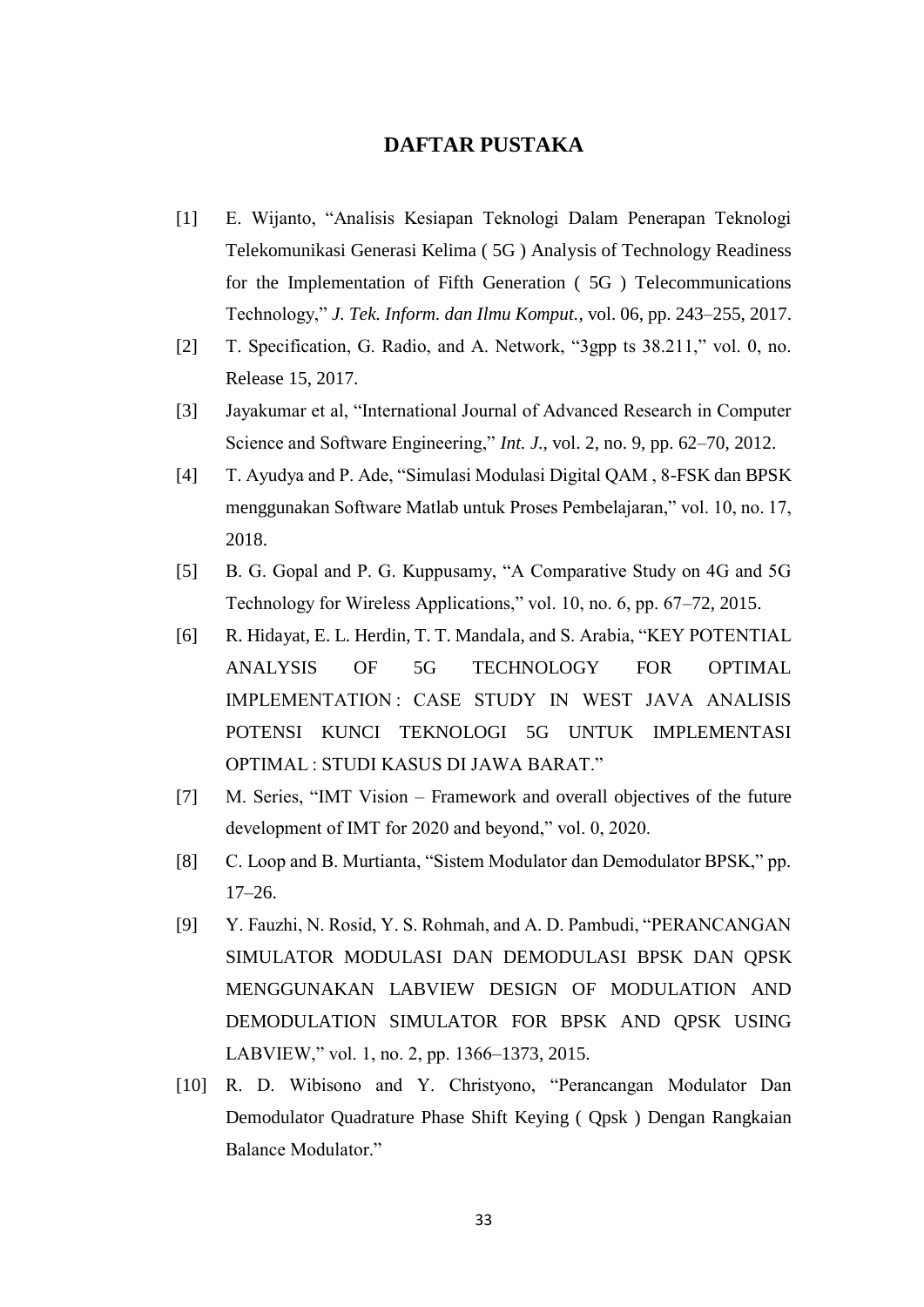# DAFTAR PUSTAKA

[1] E. Wijanto, "Analisis Kesiapan Teknologi Dalam Penerapan Teknologi Telekomunikasi Generasi Kelima ( 5G ) Analysis of Technology Readiness for the Implementation of Fifth Generation ( 5G ) Telecommunications Technology," *J. Tek. Inform. dan Ilmu Komput.*, vol. 06, pp. 243–255, 2017.

[2] T. Specification, G. Radio, and A. Network, "3gpp ts 38.211," vol. 0, no. Release 15, 2017.

[3] Jayakumar et al, "International Journal of Advanced Research in Computer Science and Software Engineering," *Int. J.*, vol. 2, no. 9, pp. 62–70, 2012.

[4] T. Ayudya and P. Ade, "Simulasi Modulasi Digital QAM , 8-FSK dan BPSK menggunakan Software Matlab untuk Proses Pembelajaran," vol. 10, no. 17, 2018.

[5] B. G. Gopal and P. G. Kuppusamy, "A Comparative Study on 4G and 5G Technology for Wireless Applications," vol. 10, no. 6, pp. 67–72, 2015.

[6] R. Hidayat, E. L. Herdin, T. T. Mandala, and S. Arabia, "KEY POTENTIAL ANALYSIS OF 5G TECHNOLOGY FOR OPTIMAL IMPLEMENTATION : CASE STUDY IN WEST JAVA ANALISIS POTENSI KUNCI TEKNOLOGI 5G UNTUK IMPLEMENTASI OPTIMAL : STUDI KASUS DI JAWA BARAT."

[7] M. Series, "IMT Vision – Framework and overall objectives of the future development of IMT for 2020 and beyond," vol. 0, 2020.

[8] C. Loop and B. Murtianta, "Sistem Modulator dan Demodulator BPSK," pp. 17–26.

[9] Y. Fauzhi, N. Rosid, Y. S. Rohmah, and A. D. Pambudi, "PERANCANGAN SIMULATOR MODULASI DAN DEMODULASI BPSK DAN QPSK MENGGUNAKAN LABVIEW DESIGN OF MODULATION AND DEMODULATION SIMULATOR FOR BPSK AND QPSK USING LABVIEW," vol. 1, no. 2, pp. 1366–1373, 2015.

[10] R. D. Wibisono and Y. Christyono, "Perancangan Modulator Dan Demodulator Quadrature Phase Shift Keying ( Qpsk ) Dengan Rangkaian Balance Modulator."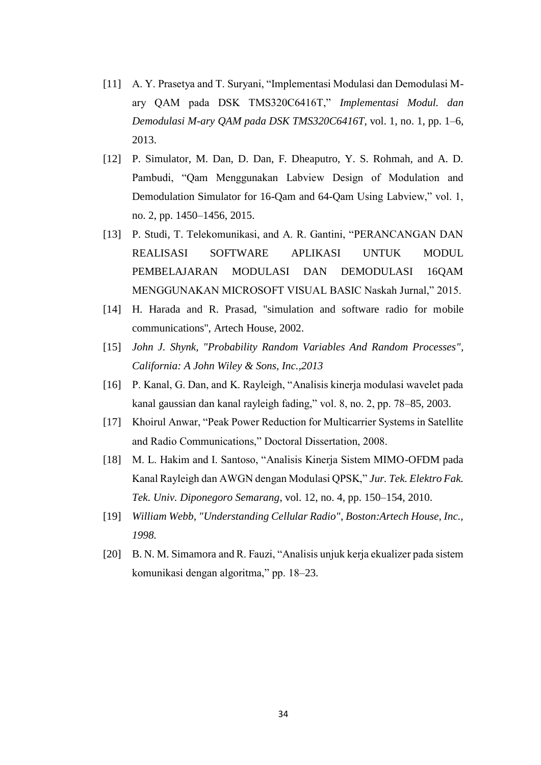[11] A. Y. Prasetya and T. Suryani, "Implementasi Modulasi dan Demodulasi M-ary QAM pada DSK TMS320C6416T," *Implementasi Modul. dan Demodulasi M-ary QAM pada DSK TMS320C6416T*, vol. 1, no. 1, pp. 1–6, 2013.

[12] P. Simulator, M. Dan, D. Dan, F. Dheaputro, Y. S. Rohmah, and A. D. Pambudi, "Qam Menggunakan Labview Design of Modulation and Demodulation Simulator for 16-Qam and 64-Qam Using Labview," vol. 1, no. 2, pp. 1450–1456, 2015.

[13] P. Studi, T. Telekomunikasi, and A. R. Gantini, "PERANCANGAN DAN REALISASI SOFTWARE APLIKASI UNTUK MODUL PEMBELAJARAN MODULASI DAN DEMODULASI 16QAM MENGGUNAKAN MICROSOFT VISUAL BASIC Naskah Jurnal," 2015.

[14] H. Harada and R. Prasad, "simulation and software radio for mobile communications", Artech House, 2002.

[15] *John J. Shynk, "Probability Random Variables And Random Processes", California: A John Wiley & Sons, Inc.,2013*

[16] P. Kanal, G. Dan, and K. Rayleigh, "Analisis kinerja modulasi wavelet pada kanal gaussian dan kanal rayleigh fading," vol. 8, no. 2, pp. 78–85, 2003.

[17] Khoirul Anwar, "Peak Power Reduction for Multicarrier Systems in Satellite and Radio Communications," Doctoral Dissertation, 2008.

[18] M. L. Hakim and I. Santoso, "Analisis Kinerja Sistem MIMO-OFDM pada Kanal Rayleigh dan AWGN dengan Modulasi QPSK," *Jur. Tek. Elektro Fak. Tek. Univ. Diponegoro Semarang*, vol. 12, no. 4, pp. 150–154, 2010.

[19] *William Webb, "Understanding Cellular Radio", Boston:Artech House, Inc., 1998.*

[20] B. N. M. Simamora and R. Fauzi, "Analisis unjuk kerja ekualizer pada sistem komunikasi dengan algoritma," pp. 18–23.